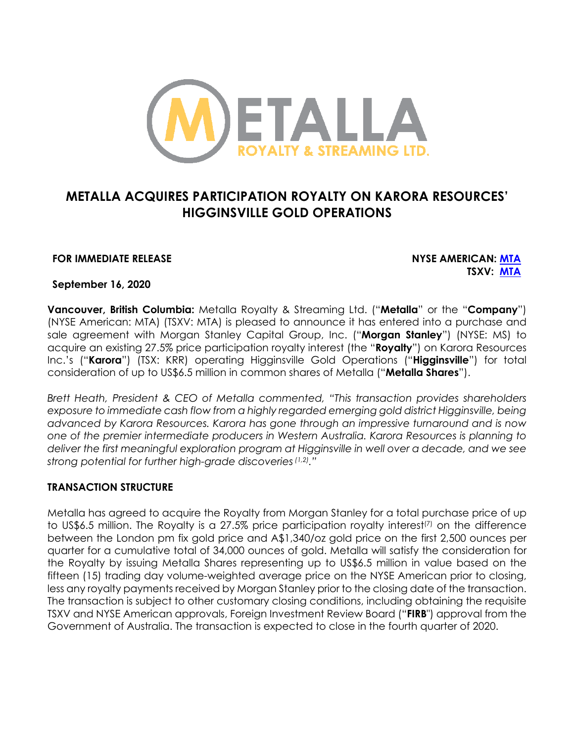# METALLA ACQUIRES PARTICIPATION ROYALTY ON KARORA RESOURCES' HIGGINSVILLE GOLD OPERATIONS

**FOR IMMEDIATE RELEASE**

**NYSE AMERICAN: [MTA]**
**TSXV: [MTA]**

**September 16, 2020**

**Vancouver, British Columbia:** Metalla Royalty & Streaming Ltd. ("**Metalla**" or the "**Company**") (NYSE American: MTA) (TSXV: MTA) is pleased to announce it has entered into a purchase and sale agreement with Morgan Stanley Capital Group, Inc. ("**Morgan Stanley**") (NYSE: MS) to acquire an existing 27.5% price participation royalty interest (the "**Royalty**") on Karora Resources Inc.'s ("**Karora**") (TSX: KRR) operating Higginsville Gold Operations ("**Higginsville**") for total consideration of up to US$6.5 million in common shares of Metalla ("**Metalla Shares**").

*Brett Heath, President & CEO of Metalla commented, "This transaction provides shareholders exposure to immediate cash flow from a highly regarded emerging gold district Higginsville, being advanced by Karora Resources. Karora has gone through an impressive turnaround and is now one of the premier intermediate producers in Western Australia. Karora Resources is planning to deliver the first meaningful exploration program at Higginsville in well over a decade, and we see strong potential for further high-grade discoveries [1,2]."*

## TRANSACTION STRUCTURE

Metalla has agreed to acquire the Royalty from Morgan Stanley for a total purchase price of up to US$6.5 million. The Royalty is a 27.5% price participation royalty interest[7] on the difference between the London pm fix gold price and A$1,340/oz gold price on the first 2,500 ounces per quarter for a cumulative total of 34,000 ounces of gold. Metalla will satisfy the consideration for the Royalty by issuing Metalla Shares representing up to US$6.5 million in value based on the fifteen (15) trading day volume-weighted average price on the NYSE American prior to closing, less any royalty payments received by Morgan Stanley prior to the closing date of the transaction. The transaction is subject to other customary closing conditions, including obtaining the requisite TSXV and NYSE American approvals, Foreign Investment Review Board ("**FIRB**") approval from the Government of Australia. The transaction is expected to close in the fourth quarter of 2020.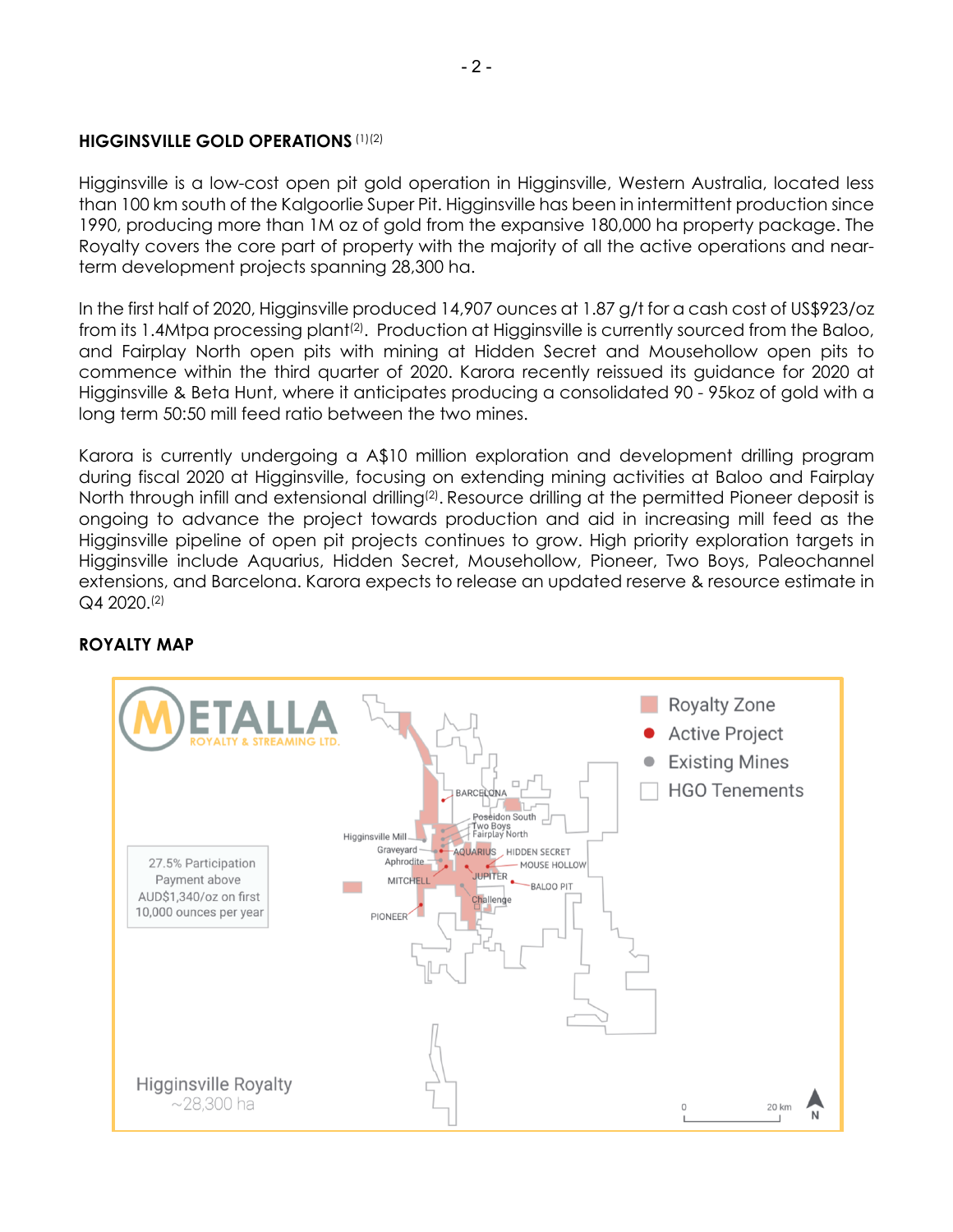## HIGGINSVILLE GOLD OPERATIONS [1][2]

Higginsville is a low-cost open pit gold operation in Higginsville, Western Australia, located less than 100 km south of the Kalgoorlie Super Pit. Higginsville has been in intermittent production since 1990, producing more than 1M oz of gold from the expansive 180,000 ha property package. The Royalty covers the core part of property with the majority of all the active operations and near-term development projects spanning 28,300 ha.

In the first half of 2020, Higginsville produced 14,907 ounces at 1.87 g/t for a cash cost of US$923/oz from its 1.4Mtpa processing plant[2]. Production at Higginsville is currently sourced from the Baloo, and Fairplay North open pits with mining at Hidden Secret and Mousehollow open pits to commence within the third quarter of 2020. Karora recently reissued its guidance for 2020 at Higginsville & Beta Hunt, where it anticipates producing a consolidated 90 - 95koz of gold with a long term 50:50 mill feed ratio between the two mines.

Karora is currently undergoing a A$10 million exploration and development drilling program during fiscal 2020 at Higginsville, focusing on extending mining activities at Baloo and Fairplay North through infill and extensional drilling[2]. Resource drilling at the permitted Pioneer deposit is ongoing to advance the project towards production and aid in increasing mill feed as the Higginsville pipeline of open pit projects continues to grow. High priority exploration targets in Higginsville include Aquarius, Hidden Secret, Mousehollow, Pioneer, Two Boys, Paleochannel extensions, and Barcelona. Karora expects to release an updated reserve & resource estimate in Q4 2020.[2]

## ROYALTY MAP

METALLA ROYALTY & STREAMING LTD.

Royalty Zone
Active Project
Existing Mines
HGO Tenements

27.5% Participation Payment above AUD$1,340/oz on first 10,000 ounces per year

BARCELONA, Poseidon South, Two Boys, Fairplay North, Higginsville Mill, Graveyard, Aphrodite, AQUARIUS, HIDDEN SECRET, MOUSE HOLLOW, MITCHELL, JUPITER, BALOO PIT, Challenge, PIONEER

Higginsville Royalty
~28,300 ha

0 — 20 km
N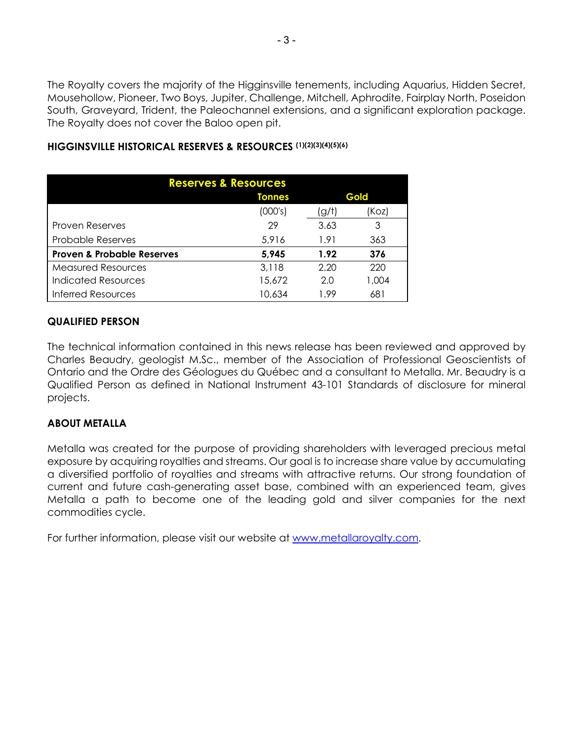The Royalty covers the majority of the Higginsville tenements, including Aquarius, Hidden Secret, Mousehollow, Pioneer, Two Boys, Jupiter, Challenge, Mitchell, Aphrodite, Fairplay North, Poseidon South, Graveyard, Trident, the Paleochannel extensions, and a significant exploration package. The Royalty does not cover the Baloo open pit.

### HIGGINSVILLE HISTORICAL RESERVES & RESOURCES (1)(2)(3)(4)(5)(6)

| Reserves & Resources | Tonnes | Gold | |
|---|---|---|---|
| | (000's) | (g/t) | (Koz) |
| Proven Reserves | 29 | 3.63 | 3 |
| Probable Reserves | 5,916 | 1.91 | 363 |
| **Proven & Probable Reserves** | **5,945** | **1.92** | **376** |
| Measured Resources | 3,118 | 2.20 | 220 |
| Indicated Resources | 15,672 | 2.0 | 1,004 |
| Inferred Resources | 10,634 | 1.99 | 681 |

### QUALIFIED PERSON

The technical information contained in this news release has been reviewed and approved by Charles Beaudry, geologist M.Sc., member of the Association of Professional Geoscientists of Ontario and the Ordre des Géologues du Québec and a consultant to Metalla. Mr. Beaudry is a Qualified Person as defined in National Instrument 43-101 Standards of disclosure for mineral projects.

### ABOUT METALLA

Metalla was created for the purpose of providing shareholders with leveraged precious metal exposure by acquiring royalties and streams. Our goal is to increase share value by accumulating a diversified portfolio of royalties and streams with attractive returns. Our strong foundation of current and future cash-generating asset base, combined with an experienced team, gives Metalla a path to become one of the leading gold and silver companies for the next commodities cycle.

For further information, please visit our website at www.metallaroyalty.com.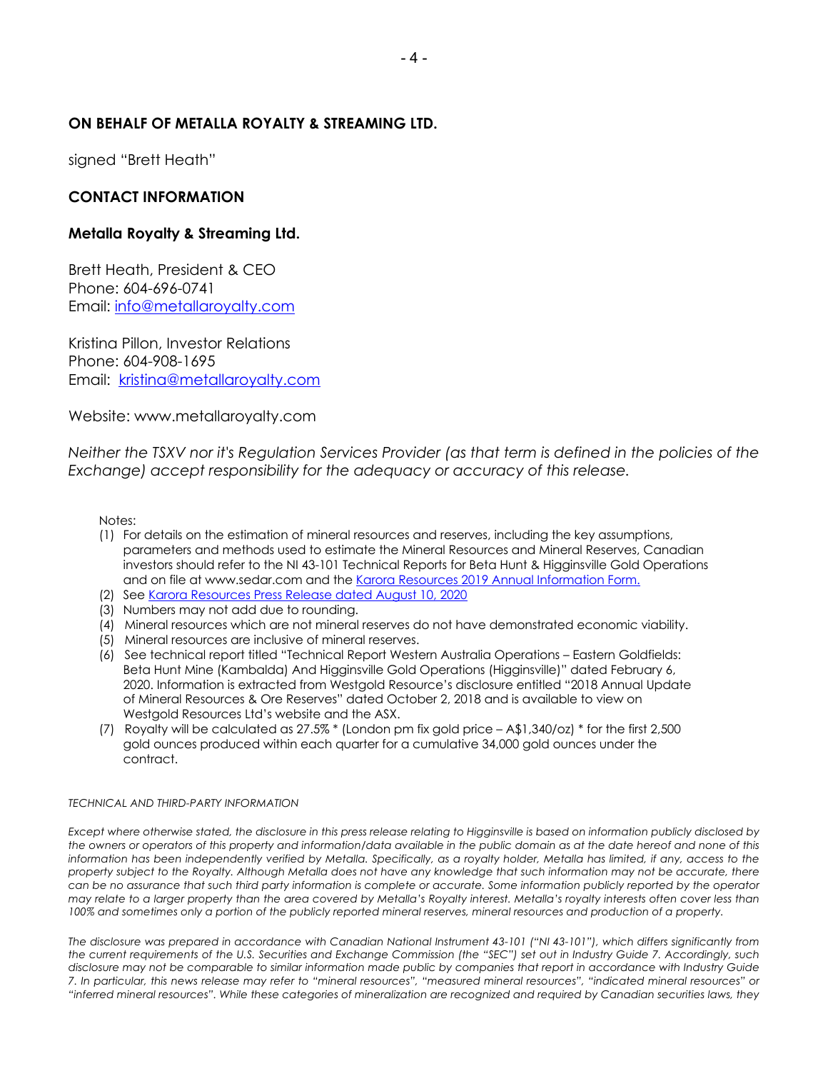**ON BEHALF OF METALLA ROYALTY & STREAMING LTD.**

signed "Brett Heath"

**CONTACT INFORMATION**

**Metalla Royalty & Streaming Ltd.**

Brett Heath, President & CEO
Phone: 604-696-0741
Email: info@metallaroyalty.com

Kristina Pillon, Investor Relations
Phone: 604-908-1695
Email: kristina@metallaroyalty.com

Website: www.metallaroyalty.com

*Neither the TSXV nor it's Regulation Services Provider (as that term is defined in the policies of the Exchange) accept responsibility for the adequacy or accuracy of this release.*

Notes:

(1) For details on the estimation of mineral resources and reserves, including the key assumptions, parameters and methods used to estimate the Mineral Resources and Mineral Reserves, Canadian investors should refer to the NI 43-101 Technical Reports for Beta Hunt & Higginsville Gold Operations and on file at www.sedar.com and the Karora Resources 2019 Annual Information Form.
(2) See Karora Resources Press Release dated August 10, 2020
(3) Numbers may not add due to rounding.
(4) Mineral resources which are not mineral reserves do not have demonstrated economic viability.
(5) Mineral resources are inclusive of mineral reserves.
(6) See technical report titled "Technical Report Western Australia Operations – Eastern Goldfields: Beta Hunt Mine (Kambalda) And Higginsville Gold Operations (Higginsville)" dated February 6, 2020. Information is extracted from Westgold Resource's disclosure entitled "2018 Annual Update of Mineral Resources & Ore Reserves" dated October 2, 2018 and is available to view on Westgold Resources Ltd's website and the ASX.
(7) Royalty will be calculated as 27.5% * (London pm fix gold price – A$1,340/oz) * for the first 2,500 gold ounces produced within each quarter for a cumulative 34,000 gold ounces under the contract.

*TECHNICAL AND THIRD-PARTY INFORMATION*

*Except where otherwise stated, the disclosure in this press release relating to Higginsville is based on information publicly disclosed by the owners or operators of this property and information/data available in the public domain as at the date hereof and none of this information has been independently verified by Metalla. Specifically, as a royalty holder, Metalla has limited, if any, access to the property subject to the Royalty. Although Metalla does not have any knowledge that such information may not be accurate, there can be no assurance that such third party information is complete or accurate. Some information publicly reported by the operator may relate to a larger property than the area covered by Metalla's Royalty interest. Metalla's royalty interests often cover less than 100% and sometimes only a portion of the publicly reported mineral reserves, mineral resources and production of a property.*

*The disclosure was prepared in accordance with Canadian National Instrument 43-101 ("NI 43-101"), which differs significantly from the current requirements of the U.S. Securities and Exchange Commission (the "SEC") set out in Industry Guide 7. Accordingly, such disclosure may not be comparable to similar information made public by companies that report in accordance with Industry Guide 7. In particular, this news release may refer to "mineral resources", "measured mineral resources", "indicated mineral resources" or "inferred mineral resources". While these categories of mineralization are recognized and required by Canadian securities laws, they*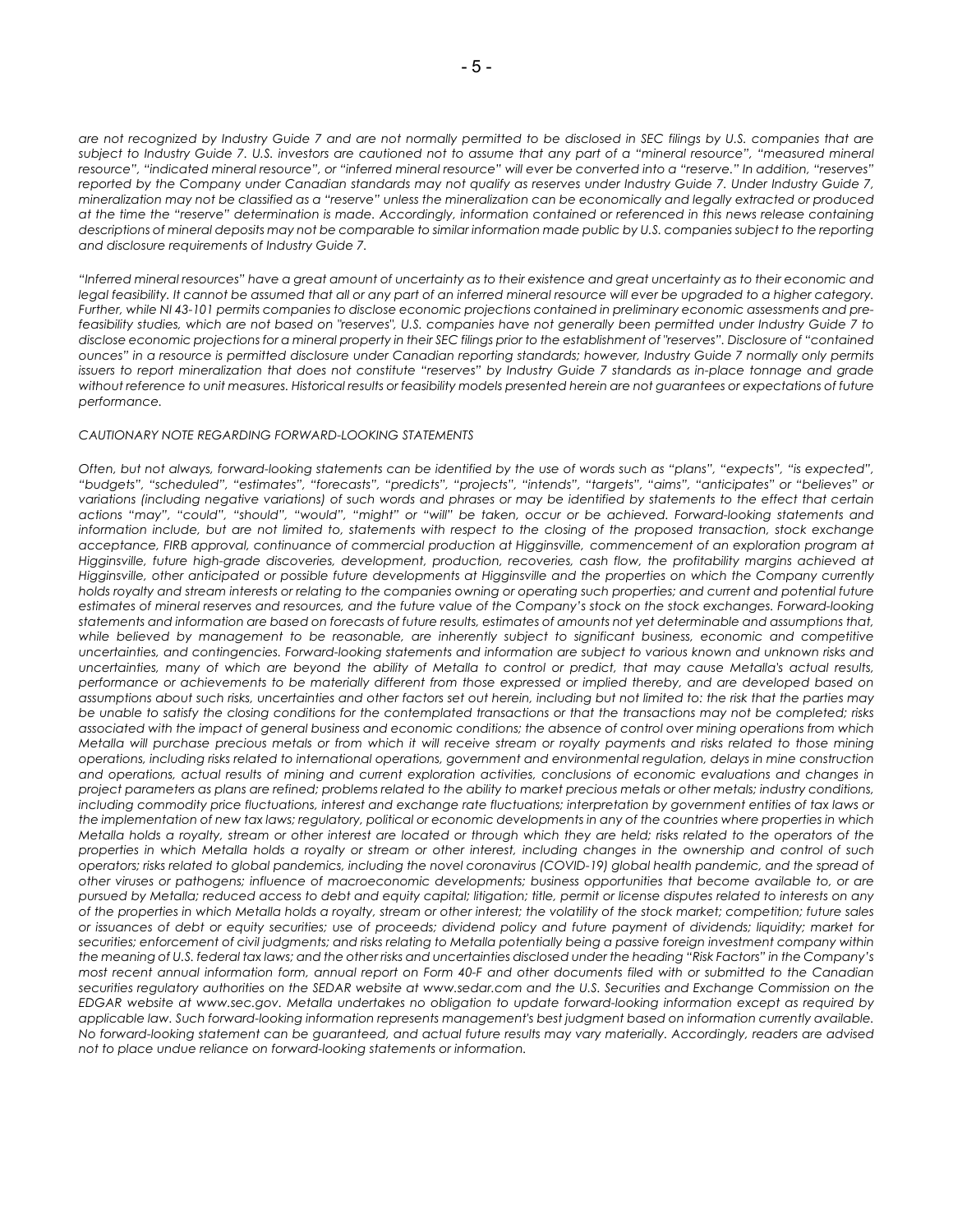*are not recognized by Industry Guide 7 and are not normally permitted to be disclosed in SEC filings by U.S. companies that are subject to Industry Guide 7. U.S. investors are cautioned not to assume that any part of a "mineral resource", "measured mineral resource", "indicated mineral resource", or "inferred mineral resource" will ever be converted into a "reserve." In addition, "reserves" reported by the Company under Canadian standards may not qualify as reserves under Industry Guide 7. Under Industry Guide 7, mineralization may not be classified as a "reserve" unless the mineralization can be economically and legally extracted or produced at the time the "reserve" determination is made. Accordingly, information contained or referenced in this news release containing descriptions of mineral deposits may not be comparable to similar information made public by U.S. companies subject to the reporting and disclosure requirements of Industry Guide 7.*

*"Inferred mineral resources" have a great amount of uncertainty as to their existence and great uncertainty as to their economic and legal feasibility. It cannot be assumed that all or any part of an inferred mineral resource will ever be upgraded to a higher category. Further, while NI 43-101 permits companies to disclose economic projections contained in preliminary economic assessments and pre-feasibility studies, which are not based on "reserves", U.S. companies have not generally been permitted under Industry Guide 7 to disclose economic projections for a mineral property in their SEC filings prior to the establishment of "reserves". Disclosure of "contained ounces" in a resource is permitted disclosure under Canadian reporting standards; however, Industry Guide 7 normally only permits issuers to report mineralization that does not constitute "reserves" by Industry Guide 7 standards as in-place tonnage and grade without reference to unit measures. Historical results or feasibility models presented herein are not guarantees or expectations of future performance.*

*CAUTIONARY NOTE REGARDING FORWARD-LOOKING STATEMENTS*

*Often, but not always, forward-looking statements can be identified by the use of words such as "plans", "expects", "is expected", "budgets", "scheduled", "estimates", "forecasts", "predicts", "projects", "intends", "targets", "aims", "anticipates" or "believes" or variations (including negative variations) of such words and phrases or may be identified by statements to the effect that certain actions "may", "could", "should", "would", "might" or "will" be taken, occur or be achieved. Forward-looking statements and information include, but are not limited to, statements with respect to the closing of the proposed transaction, stock exchange acceptance, FIRB approval, continuance of commercial production at Higginsville, commencement of an exploration program at Higginsville, future high-grade discoveries, development, production, recoveries, cash flow, the profitability margins achieved at Higginsville, other anticipated or possible future developments at Higginsville and the properties on which the Company currently holds royalty and stream interests or relating to the companies owning or operating such properties; and current and potential future estimates of mineral reserves and resources, and the future value of the Company's stock on the stock exchanges. Forward-looking statements and information are based on forecasts of future results, estimates of amounts not yet determinable and assumptions that, while believed by management to be reasonable, are inherently subject to significant business, economic and competitive uncertainties, and contingencies. Forward-looking statements and information are subject to various known and unknown risks and uncertainties, many of which are beyond the ability of Metalla to control or predict, that may cause Metalla's actual results, performance or achievements to be materially different from those expressed or implied thereby, and are developed based on assumptions about such risks, uncertainties and other factors set out herein, including but not limited to: the risk that the parties may be unable to satisfy the closing conditions for the contemplated transactions or that the transactions may not be completed; risks associated with the impact of general business and economic conditions; the absence of control over mining operations from which Metalla will purchase precious metals or from which it will receive stream or royalty payments and risks related to those mining operations, including risks related to international operations, government and environmental regulation, delays in mine construction and operations, actual results of mining and current exploration activities, conclusions of economic evaluations and changes in project parameters as plans are refined; problems related to the ability to market precious metals or other metals; industry conditions, including commodity price fluctuations, interest and exchange rate fluctuations; interpretation by government entities of tax laws or the implementation of new tax laws; regulatory, political or economic developments in any of the countries where properties in which Metalla holds a royalty, stream or other interest are located or through which they are held; risks related to the operators of the properties in which Metalla holds a royalty or stream or other interest, including changes in the ownership and control of such operators; risks related to global pandemics, including the novel coronavirus (COVID-19) global health pandemic, and the spread of other viruses or pathogens; influence of macroeconomic developments; business opportunities that become available to, or are pursued by Metalla; reduced access to debt and equity capital; litigation; title, permit or license disputes related to interests on any of the properties in which Metalla holds a royalty, stream or other interest; the volatility of the stock market; competition; future sales or issuances of debt or equity securities; use of proceeds; dividend policy and future payment of dividends; liquidity; market for securities; enforcement of civil judgments; and risks relating to Metalla potentially being a passive foreign investment company within the meaning of U.S. federal tax laws; and the other risks and uncertainties disclosed under the heading "Risk Factors" in the Company's most recent annual information form, annual report on Form 40-F and other documents filed with or submitted to the Canadian securities regulatory authorities on the SEDAR website at www.sedar.com and the U.S. Securities and Exchange Commission on the EDGAR website at www.sec.gov. Metalla undertakes no obligation to update forward-looking information except as required by applicable law. Such forward-looking information represents management's best judgment based on information currently available. No forward-looking statement can be guaranteed, and actual future results may vary materially. Accordingly, readers are advised not to place undue reliance on forward-looking statements or information.*